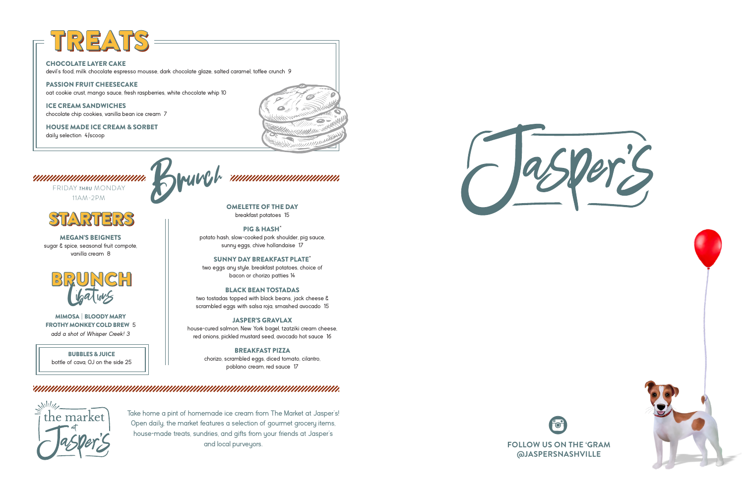# TREATS

**CHOCOLATE LAYER CAKE**
devil's food, milk chocolate espresso mousse, dark chocolate glaze, salted caramel, toffee crunch 9

**PASSION FRUIT CHEESECAKE**
oat cookie crust, mango sauce, fresh raspberries, white chocolate whip 10

**ICE CREAM SANDWICHES**
chocolate chip cookies, vanilla bean ice cream 7

**HOUSE MADE ICE CREAM & SORBET**
daily selection 4/scoop

# Brunch

FRIDAY *THRU* MONDAY
11AM-2PM

## STARTERS

**MEGAN'S BEIGNETS**
sugar & spice, seasonal fruit compote, vanilla cream 8

## BRUNCH Libations

**MIMOSA | BLOODY MARY**
**FROTHY MONKEY COLD BREW** 5
*add a shot of Whisper Creek! 3*

**BUBBLES & JUICE**
bottle of cava, OJ on the side 25

**OMELETTE OF THE DAY**
breakfast potatoes 15

**PIG & HASH***
potato hash, slow-cooked pork shoulder, pig sauce, sunny eggs, chive hollandaise 17

**SUNNY DAY BREAKFAST PLATE***
two eggs any style, breakfast potatoes, choice of bacon or chorizo patties 14

**BLACK BEAN TOSTADAS**
two tostadas topped with black beans, jack cheese & scrambled eggs with salsa roja, smashed avocado 15

**JASPER'S GRAVLAX**
house-cured salmon, New York bagel, tzatziki cream cheese, red onions, pickled mustard seed, avocado hot sauce 16

**BREAKFAST PIZZA**
chorizo, scrambled eggs, diced tomato, cilantro, poblano cream, red sauce 17

the market at Jasper's

Take home a pint of homemade ice cream from The Market at Jasper's! Open daily, the market features a selection of gourmet grocery items, house-made treats, sundries, and gifts from your friends at Jasper's and local purveyors.

# Jasper's

**FOLLOW US ON THE 'GRAM**
**@JASPERSNASHVILLE**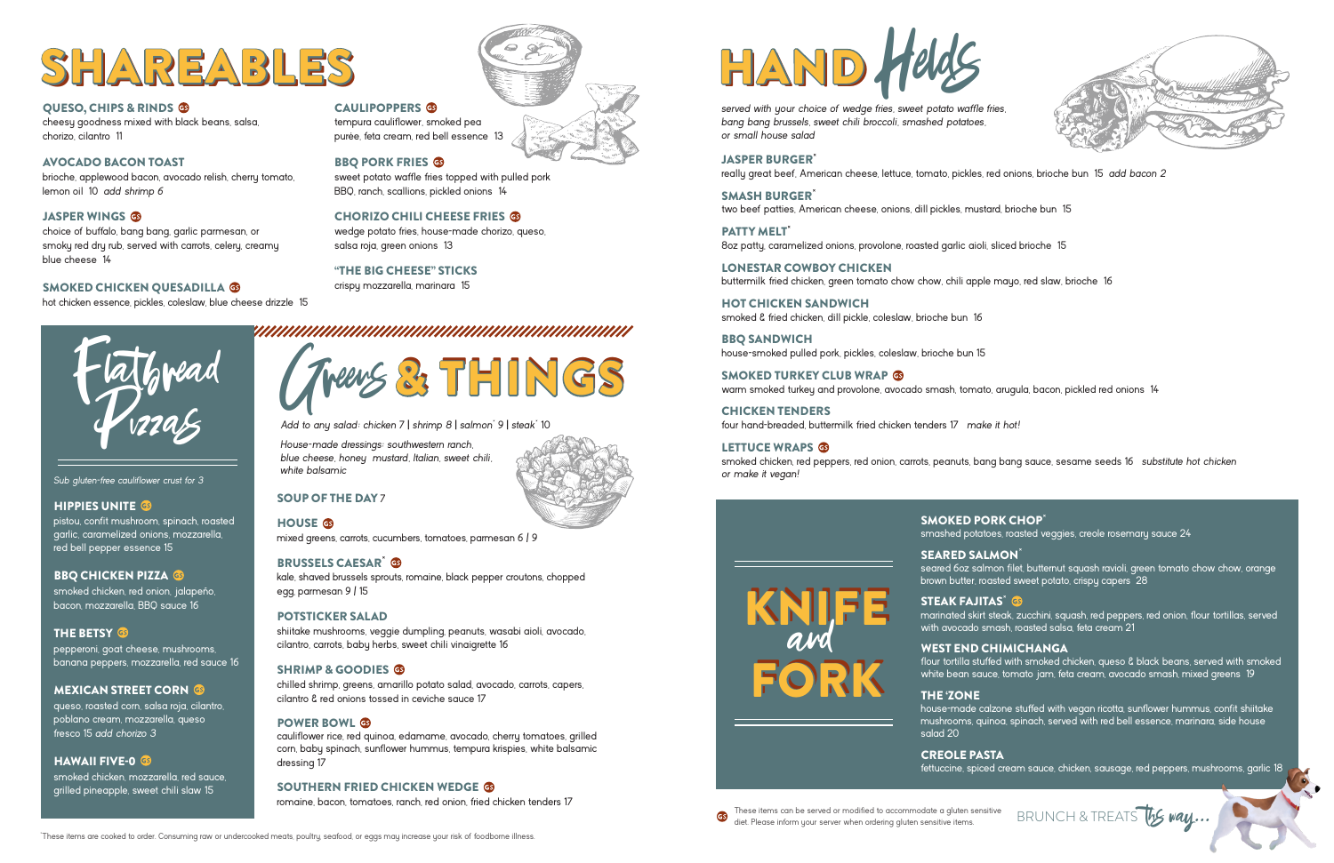# SHAREABLES

**QUESO, CHIPS & RINDS** GS
cheesy goodness mixed with black beans, salsa, chorizo, cilantro 11

**AVOCADO BACON TOAST**
brioche, applewood bacon, avocado relish, cherry tomato, lemon oil 10 *add shrimp 6*

**JASPER WINGS** GS
choice of buffalo, bang bang, garlic parmesan, or smoky red dry rub, served with carrots, celery, creamy blue cheese 14

**SMOKED CHICKEN QUESADILLA** GS
hot chicken essence, pickles, coleslaw, blue cheese drizzle 15

**CAULIPOPPERS** GS
tempura cauliflower, smoked pea purée, feta cream, red bell essence 13

**BBQ PORK FRIES** GS
sweet potato waffle fries topped with pulled pork BBQ, ranch, scallions, pickled onions 14

**CHORIZO CHILI CHEESE FRIES** GS
wedge potato fries, house-made chorizo, queso, salsa roja, green onions 13

**"THE BIG CHEESE" STICKS**
crispy mozzarella, marinara 15

# Flatbread Pizzas

*Sub gluten-free cauliflower crust for 3*

**HIPPIES UNITE** GS
pistou, confit mushroom, spinach, roasted garlic, caramelized onions, mozzarella, red bell pepper essence 15

**BBQ CHICKEN PIZZA** GS
smoked chicken, red onion, jalapeño, bacon, mozzarella, BBQ sauce 16

**THE BETSY** GS
pepperoni, goat cheese, mushrooms, banana peppers, mozzarella, red sauce 16

**MEXICAN STREET CORN** GS
queso, roasted corn, salsa roja, cilantro, poblano cream, mozzarella, queso fresco 15 *add chorizo 3*

**HAWAII FIVE-0** GS
smoked chicken, mozzarella, red sauce, grilled pineapple, sweet chili slaw 15

# Greens & THINGS

*Add to any salad: chicken 7 | shrimp 8 | salmon\* 9 | steak\* 10*

*House-made dressings: southwestern ranch, blue cheese, honey mustard, Italian, sweet chili, white balsamic*

**SOUP OF THE DAY** 7

**HOUSE** GS
mixed greens, carrots, cucumbers, tomatoes, parmesan 6 | 9

**BRUSSELS CAESAR\*** GS
kale, shaved brussels sprouts, romaine, black pepper croutons, chopped egg, parmesan 9 | 15

**POTSTICKER SALAD**
shiitake mushrooms, veggie dumpling, peanuts, wasabi aioli, avocado, cilantro, carrots, baby herbs, sweet chili vinaigrette 16

**SHRIMP & GOODIES** GS
chilled shrimp, greens, amarillo potato salad, avocado, carrots, capers, cilantro & red onions tossed in ceviche sauce 17

**POWER BOWL** GS
cauliflower rice, red quinoa, edamame, avocado, cherry tomatoes, grilled corn, baby spinach, sunflower hummus, tempura krispies, white balsamic dressing 17

**SOUTHERN FRIED CHICKEN WEDGE** GS
romaine, bacon, tomatoes, ranch, red onion, fried chicken tenders 17

# HAND Helds

*served with your choice of wedge fries, sweet potato waffle fries, bang bang brussels, sweet chili broccoli, smashed potatoes, or small house salad*

**JASPER BURGER\***
really great beef, American cheese, lettuce, tomato, pickles, red onions, brioche bun 15 *add bacon 2*

**SMASH BURGER\***
two beef patties, American cheese, onions, dill pickles, mustard, brioche bun 15

**PATTY MELT\***
8oz patty, caramelized onions, provolone, roasted garlic aioli, sliced brioche 15

**LONESTAR COWBOY CHICKEN**
buttermilk fried chicken, green tomato chow chow, chili apple mayo, red slaw, brioche 16

**HOT CHICKEN SANDWICH**
smoked & fried chicken, dill pickle, coleslaw, brioche bun 16

**BBQ SANDWICH**
house-smoked pulled pork, pickles, coleslaw, brioche bun 15

**SMOKED TURKEY CLUB WRAP** GS
warm smoked turkey and provolone, avocado smash, tomato, arugula, bacon, pickled red onions 14

**CHICKEN TENDERS**
four hand-breaded, buttermilk fried chicken tenders 17 *make it hot!*

**LETTUCE WRAPS** GS
smoked chicken, red peppers, red onion, carrots, peanuts, bang bang sauce, sesame seeds 16 *substitute hot chicken or make it vegan!*

# KNIFE and FORK

**SMOKED PORK CHOP\***
smashed potatoes, roasted veggies, creole rosemary sauce 24

**SEARED SALMON\***
seared 6oz salmon filet, butternut squash ravioli, green tomato chow chow, orange brown butter, roasted sweet potato, crispy capers 28

**STEAK FAJITAS\*** GS
marinated skirt steak, zucchini, squash, red peppers, red onion, flour tortillas, served with avocado smash, roasted salsa, feta cream 21

**WEST END CHIMICHANGA**
flour tortilla stuffed with smoked chicken, queso & black beans, served with smoked white bean sauce, tomato jam, feta cream, avocado smash, mixed greens 19

**THE 'ZONE**
house-made calzone stuffed with vegan ricotta, sunflower hummus, confit shiitake mushrooms, quinoa, spinach, served with red bell essence, marinara, side house salad 20

**CREOLE PASTA**
fettuccine, spiced cream sauce, chicken, sausage, red peppers, mushrooms, garlic 18

GS These items can be served or modified to accommodate a gluten sensitive diet. Please inform your server when ordering gluten sensitive items.

BRUNCH & TREATS this way...

\*These items are cooked to order. Consuming raw or undercooked meats, poultry, seafood, or eggs may increase your risk of foodborne illness.